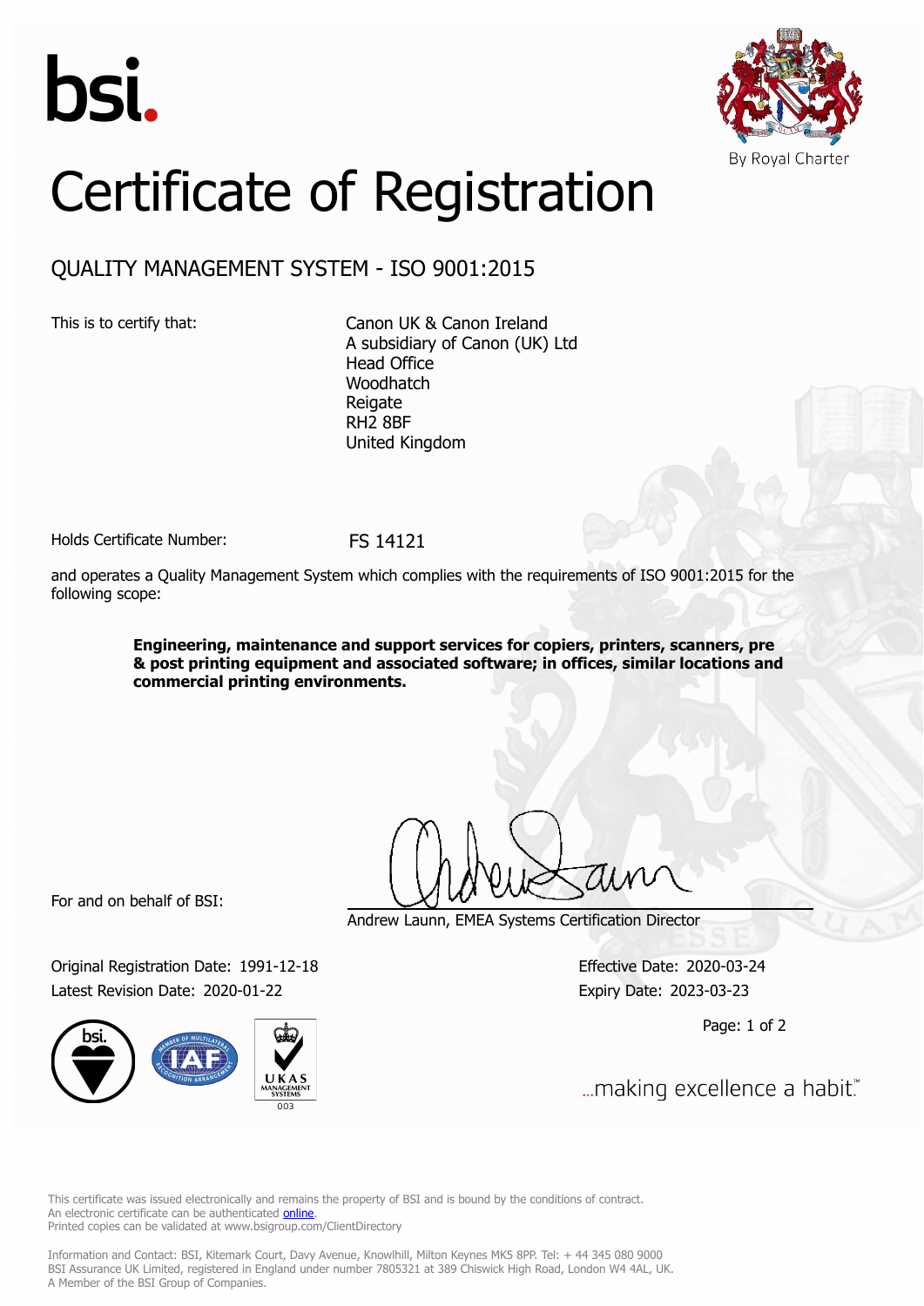bsi.

By Royal Charter

# Certificate of Registration

## QUALITY MANAGEMENT SYSTEM - ISO 9001:2015

This is to certify that:

Canon UK & Canon Ireland
A subsidiary of Canon (UK) Ltd
Head Office
Woodhatch
Reigate
RH2 8BF
United Kingdom

Holds Certificate Number: FS 14121

and operates a Quality Management System which complies with the requirements of ISO 9001:2015 for the following scope:

**Engineering, maintenance and support services for copiers, printers, scanners, pre & post printing equipment and associated software; in offices, similar locations and commercial printing environments.**

For and on behalf of BSI:

Andrew Launn, EMEA Systems Certification Director

Original Registration Date: 1991-12-18

Latest Revision Date: 2020-01-22

Effective Date: 2020-03-24

Expiry Date: 2023-03-23

...making excellence a habit.™

This certificate was issued electronically and remains the property of BSI and is bound by the conditions of contract.
An electronic certificate can be authenticated online.
Printed copies can be validated at www.bsigroup.com/ClientDirectory

Information and Contact: BSI, Kitemark Court, Davy Avenue, Knowlhill, Milton Keynes MK5 8PP. Tel: + 44 345 080 9000
BSI Assurance UK Limited, registered in England under number 7805321 at 389 Chiswick High Road, London W4 4AL, UK.
A Member of the BSI Group of Companies.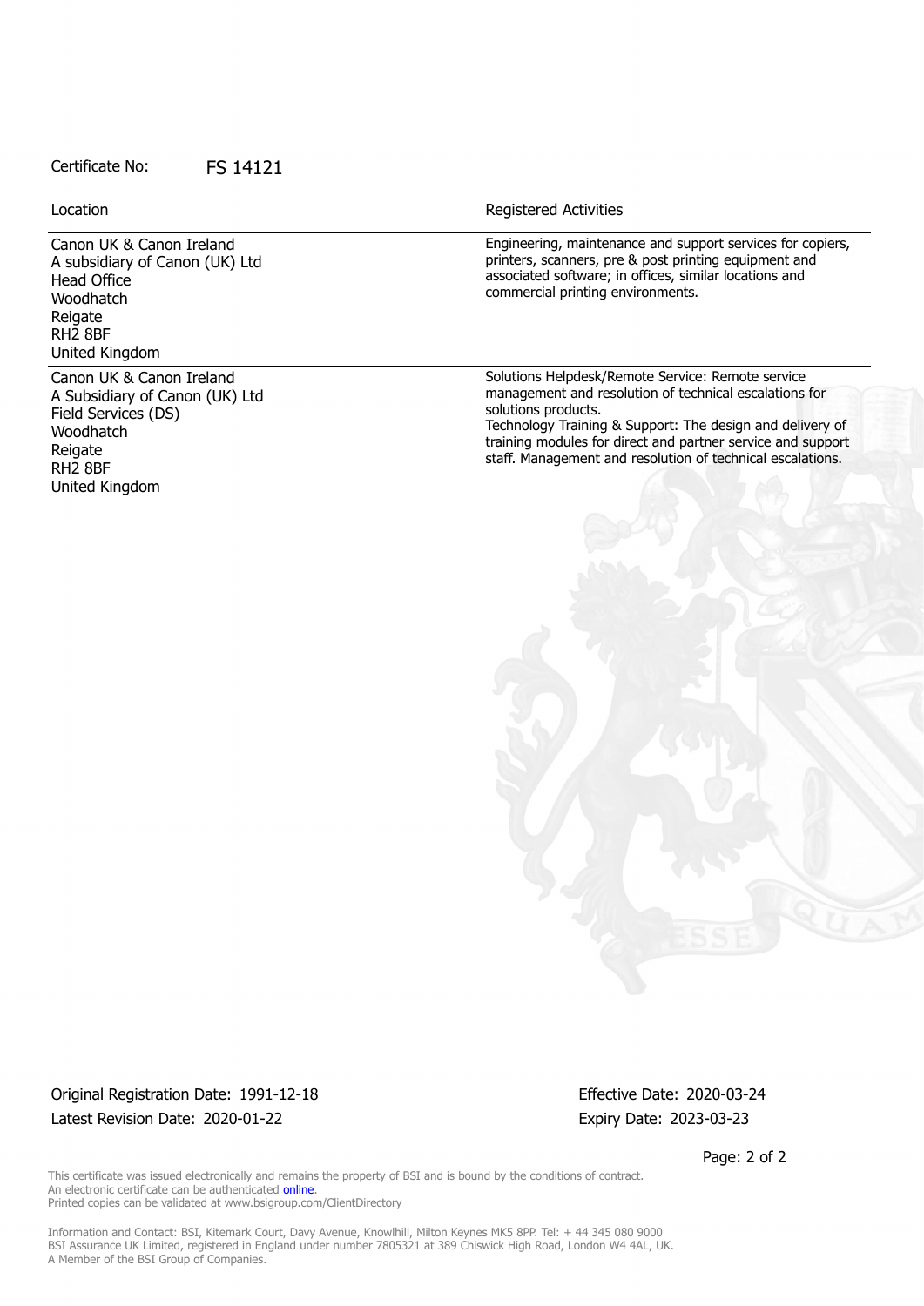Certificate No: FS 14121

| Location | Registered Activities |
| --- | --- |
| Canon UK & Canon Ireland<br>A subsidiary of Canon (UK) Ltd<br>Head Office<br>Woodhatch<br>Reigate<br>RH2 8BF<br>United Kingdom | Engineering, maintenance and support services for copiers, printers, scanners, pre & post printing equipment and associated software; in offices, similar locations and commercial printing environments. |
| Canon UK & Canon Ireland<br>A Subsidiary of Canon (UK) Ltd<br>Field Services (DS)<br>Woodhatch<br>Reigate<br>RH2 8BF<br>United Kingdom | Solutions Helpdesk/Remote Service: Remote service management and resolution of technical escalations for solutions products.<br>Technology Training & Support: The design and delivery of training modules for direct and partner service and support staff. Management and resolution of technical escalations. |

Original Registration Date: 1991-12-18

Latest Revision Date: 2020-01-22

Effective Date: 2020-03-24

Expiry Date: 2023-03-23

This certificate was issued electronically and remains the property of BSI and is bound by the conditions of contract.
An electronic certificate can be authenticated online.
Printed copies can be validated at www.bsigroup.com/ClientDirectory

Information and Contact: BSI, Kitemark Court, Davy Avenue, Knowlhill, Milton Keynes MK5 8PP. Tel: + 44 345 080 9000
BSI Assurance UK Limited, registered in England under number 7805321 at 389 Chiswick High Road, London W4 4AL, UK.
A Member of the BSI Group of Companies.